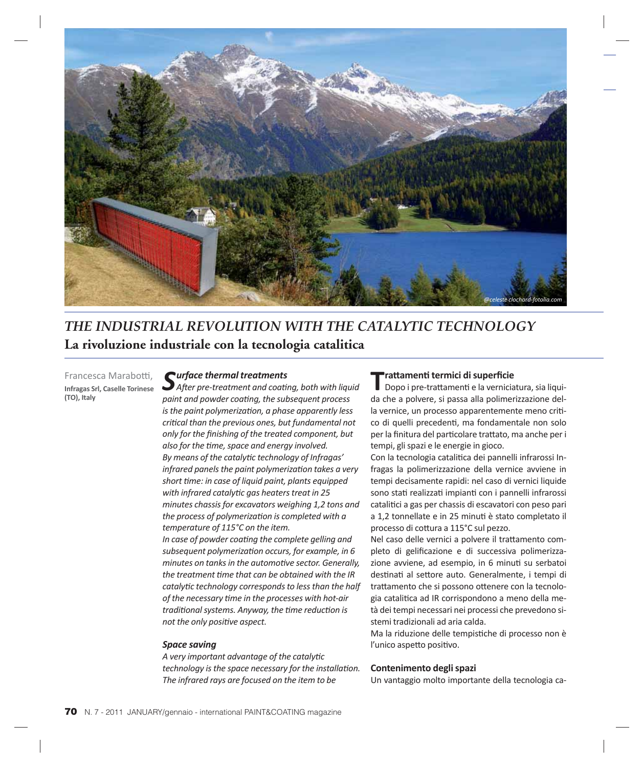@celeste clochard-fotolia.com

# THE INDUSTRIAL REVOLUTION WITH THE CATALYTIC TECHNOLOGY

## La rivoluzione industriale con la tecnologia catalitica

Francesca Marabotti,
**Infragas Srl, Caselle Torinese (TO), Italy**

### *Surface thermal treatments*

*After pre-treatment and coating, both with liquid paint and powder coating, the subsequent process is the paint polymerization, a phase apparently less critical than the previous ones, but fundamental not only for the finishing of the treated component, but also for the time, space and energy involved.*
*By means of the catalytic technology of Infragas' infrared panels the paint polymerization takes a very short time: in case of liquid paint, plants equipped with infrared catalytic gas heaters treat in 25 minutes chassis for excavators weighing 1,2 tons and the process of polymerization is completed with a temperature of 115°C on the item.*
*In case of powder coating the complete gelling and subsequent polymerization occurs, for example, in 6 minutes on tanks in the automotive sector. Generally, the treatment time that can be obtained with the IR catalytic technology corresponds to less than the half of the necessary time in the processes with hot-air traditional systems. Anyway, the time reduction is not the only positive aspect.*

### *Space saving*

*A very important advantage of the catalytic technology is the space necessary for the installation. The infrared rays are focused on the item to be*

### Trattamenti termici di superficie

Dopo i pre-trattamenti e la verniciatura, sia liquida che a polvere, si passa alla polimerizzazione della vernice, un processo apparentemente meno critico di quelli precedenti, ma fondamentale non solo per la finitura del particolare trattato, ma anche per i tempi, gli spazi e le energie in gioco.
Con la tecnologia catalitica dei pannelli infrarossi Infragas la polimerizzazione della vernice avviene in tempi decisamente rapidi: nel caso di vernici liquide sono stati realizzati impianti con i pannelli infrarossi catalitici a gas per chassis di escavatori con peso pari a 1,2 tonnellate e in 25 minuti è stato completato il processo di cottura a 115°C sul pezzo.
Nel caso delle vernici a polvere il trattamento completo di gelificazione e di successiva polimerizzazione avviene, ad esempio, in 6 minuti su serbatoi destinati al settore auto. Generalmente, i tempi di trattamento che si possono ottenere con la tecnologia catalitica ad IR corrispondono a meno della metà dei tempi necessari nei processi che prevedono sistemi tradizionali ad aria calda.
Ma la riduzione delle tempistiche di processo non è l'unico aspetto positivo.

### Contenimento degli spazi

Un vantaggio molto importante della tecnologia ca-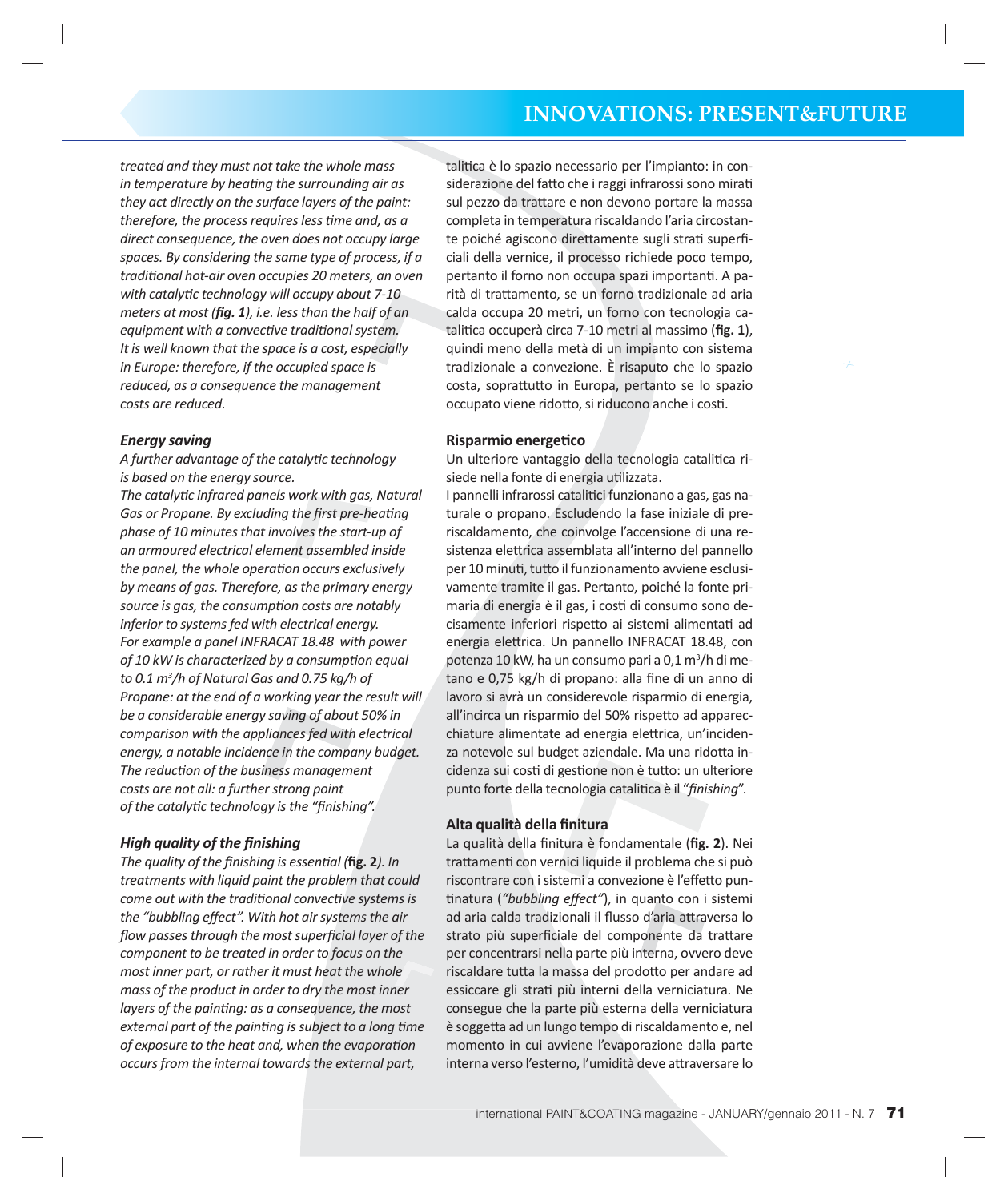*treated and they must not take the whole mass in temperature by heating the surrounding air as they act directly on the surface layers of the paint: therefore, the process requires less time and, as a direct consequence, the oven does not occupy large spaces. By considering the same type of process, if a traditional hot-air oven occupies 20 meters, an oven with catalytic technology will occupy about 7-10 meters at most (**fig. 1**), i.e. less than the half of an equipment with a convective traditional system. It is well known that the space is a cost, especially in Europe: therefore, if the occupied space is reduced, as a consequence the management costs are reduced.*

### *Energy saving*

*A further advantage of the catalytic technology is based on the energy source.*
*The catalytic infrared panels work with gas, Natural Gas or Propane. By excluding the first pre-heating phase of 10 minutes that involves the start-up of an armoured electrical element assembled inside the panel, the whole operation occurs exclusively by means of gas. Therefore, as the primary energy source is gas, the consumption costs are notably inferior to systems fed with electrical energy.*
*For example a panel INFRACAT 18.48 with power of 10 kW is characterized by a consumption equal to 0.1 m$^3$/h of Natural Gas and 0.75 kg/h of Propane: at the end of a working year the result will be a considerable energy saving of about 50% in comparison with the appliances fed with electrical energy, a notable incidence in the company budget. The reduction of the business management costs are not all: a further strong point of the catalytic technology is the "finishing".*

### *High quality of the finishing*

*The quality of the finishing is essential (**fig. 2**). In treatments with liquid paint the problem that could come out with the traditional convective systems is the "bubbling effect". With hot air systems the air flow passes through the most superficial layer of the component to be treated in order to focus on the most inner part, or rather it must heat the whole mass of the product in order to dry the most inner layers of the painting: as a consequence, the most external part of the painting is subject to a long time of exposure to the heat and, when the evaporation occurs from the internal towards the external part,*

talitica è lo spazio necessario per l'impianto: in considerazione del fatto che i raggi infrarossi sono mirati sul pezzo da trattare e non devono portare la massa completa in temperatura riscaldando l'aria circostante poiché agiscono direttamente sugli strati superficiali della vernice, il processo richiede poco tempo, pertanto il forno non occupa spazi importanti. A parità di trattamento, se un forno tradizionale ad aria calda occupa 20 metri, un forno con tecnologia catalitica occuperà circa 7-10 metri al massimo (**fig. 1**), quindi meno della metà di un impianto con sistema tradizionale a convezione. È risaputo che lo spazio costa, soprattutto in Europa, pertanto se lo spazio occupato viene ridotto, si riducono anche i costi.

### Risparmio energetico

Un ulteriore vantaggio della tecnologia catalitica risiede nella fonte di energia utilizzata.
I pannelli infrarossi catalitici funzionano a gas, gas naturale o propano. Escludendo la fase iniziale di preriscaldamento, che coinvolge l'accensione di una resistenza elettrica assemblata all'interno del pannello per 10 minuti, tutto il funzionamento avviene esclusivamente tramite il gas. Pertanto, poiché la fonte primaria di energia è il gas, i costi di consumo sono decisamente inferiori rispetto ai sistemi alimentati ad energia elettrica. Un pannello INFRACAT 18.48, con potenza 10 kW, ha un consumo pari a 0,1 m$^3$/h di metano e 0,75 kg/h di propano: alla fine di un anno di lavoro si avrà un considerevole risparmio di energia, all'incirca un risparmio del 50% rispetto ad apparecchiature alimentate ad energia elettrica, un'incidenza notevole sul budget aziendale. Ma una ridotta incidenza sui costi di gestione non è tutto: un ulteriore punto forte della tecnologia catalitica è il "*finishing*".

### Alta qualità della finitura

La qualità della finitura è fondamentale (**fig. 2**). Nei trattamenti con vernici liquide il problema che si può riscontrare con i sistemi a convezione è l'effetto puntinatura (*"bubbling effect"*), in quanto con i sistemi ad aria calda tradizionali il flusso d'aria attraversa lo strato più superficiale del componente da trattare per concentrarsi nella parte più interna, ovvero deve riscaldare tutta la massa del prodotto per andare ad essiccare gli strati più interni della verniciatura. Ne consegue che la parte più esterna della verniciatura è soggetta ad un lungo tempo di riscaldamento e, nel momento in cui avviene l'evaporazione dalla parte interna verso l'esterno, l'umidità deve attraversare lo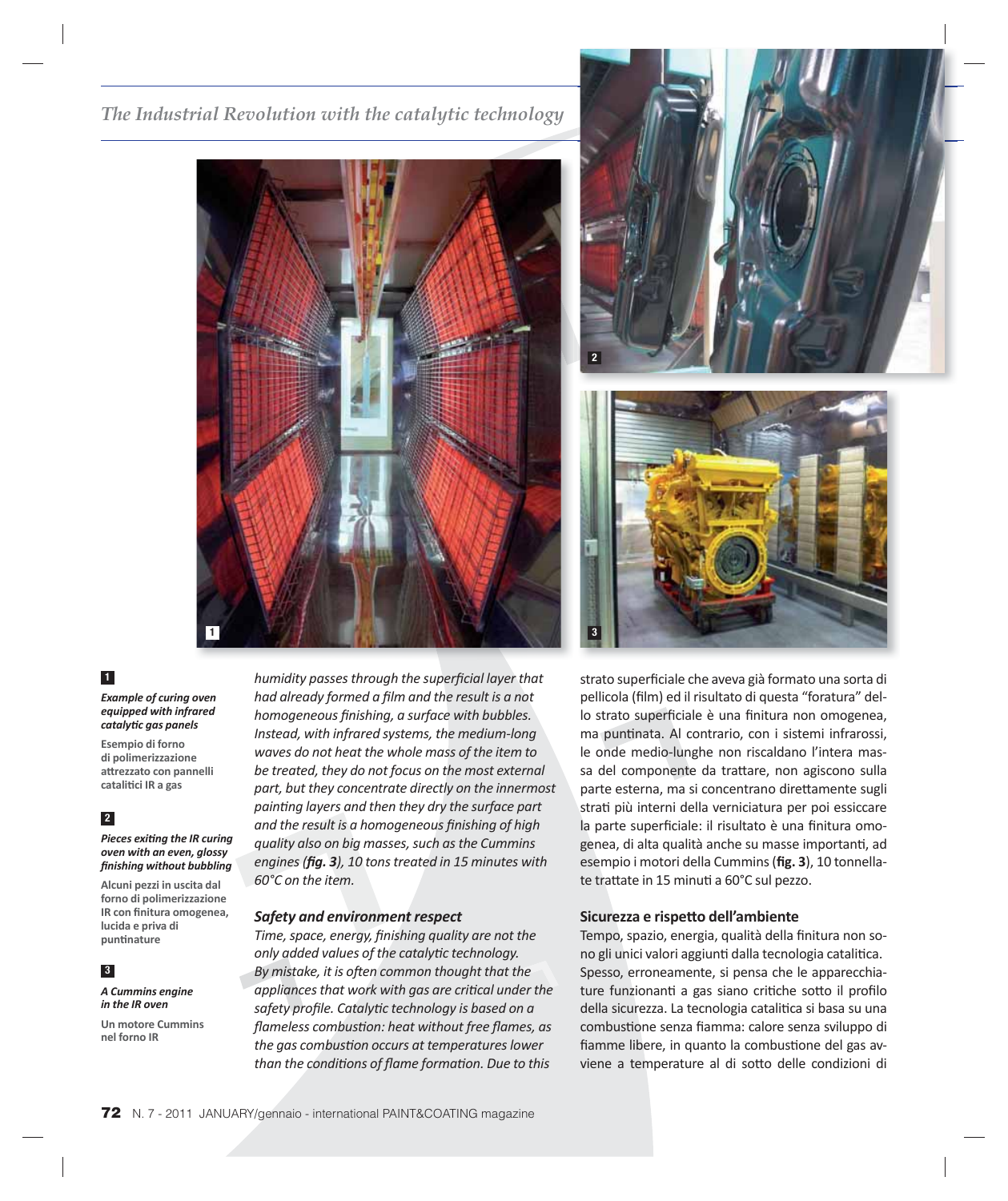**1**

***Example of curing oven equipped with infrared catalytic gas panels***

**Esempio di forno di polimerizzazione attrezzato con pannelli catalitici IR a gas**

**2**

***Pieces exiting the IR curing oven with an even, glossy finishing without bubbling***

**Alcuni pezzi in uscita dal forno di polimerizzazione IR con finitura omogenea, lucida e priva di puntinature**

**3**

***A Cummins engine in the IR oven***

**Un motore Cummins nel forno IR**

*humidity passes through the superficial layer that had already formed a film and the result is a not homogeneous finishing, a surface with bubbles. Instead, with infrared systems, the medium-long waves do not heat the whole mass of the item to be treated, they do not focus on the most external part, but they concentrate directly on the innermost painting layers and then they dry the surface part and the result is a homogeneous finishing of high quality also on big masses, such as the Cummins engines (**fig. 3**), 10 tons treated in 15 minutes with 60°C on the item.*

### *Safety and environment respect*

*Time, space, energy, finishing quality are not the only added values of the catalytic technology. By mistake, it is often common thought that the appliances that work with gas are critical under the safety profile. Catalytic technology is based on a flameless combustion: heat without free flames, as the gas combustion occurs at temperatures lower than the conditions of flame formation. Due to this*

strato superficiale che aveva già formato una sorta di pellicola (film) ed il risultato di questa "foratura" dello strato superficiale è una finitura non omogenea, ma puntinata. Al contrario, con i sistemi infrarossi, le onde medio-lunghe non riscaldano l'intera massa del componente da trattare, non agiscono sulla parte esterna, ma si concentrano direttamente sugli strati più interni della verniciatura per poi essiccare la parte superficiale: il risultato è una finitura omogenea, di alta qualità anche su masse importanti, ad esempio i motori della Cummins (**fig. 3**), 10 tonnellate trattate in 15 minuti a 60°C sul pezzo.

### Sicurezza e rispetto dell'ambiente

Tempo, spazio, energia, qualità della finitura non sono gli unici valori aggiunti dalla tecnologia catalitica. Spesso, erroneamente, si pensa che le apparecchiature funzionanti a gas siano critiche sotto il profilo della sicurezza. La tecnologia catalitica si basa su una combustione senza fiamma: calore senza sviluppo di fiamme libere, in quanto la combustione del gas avviene a temperature al di sotto delle condizioni di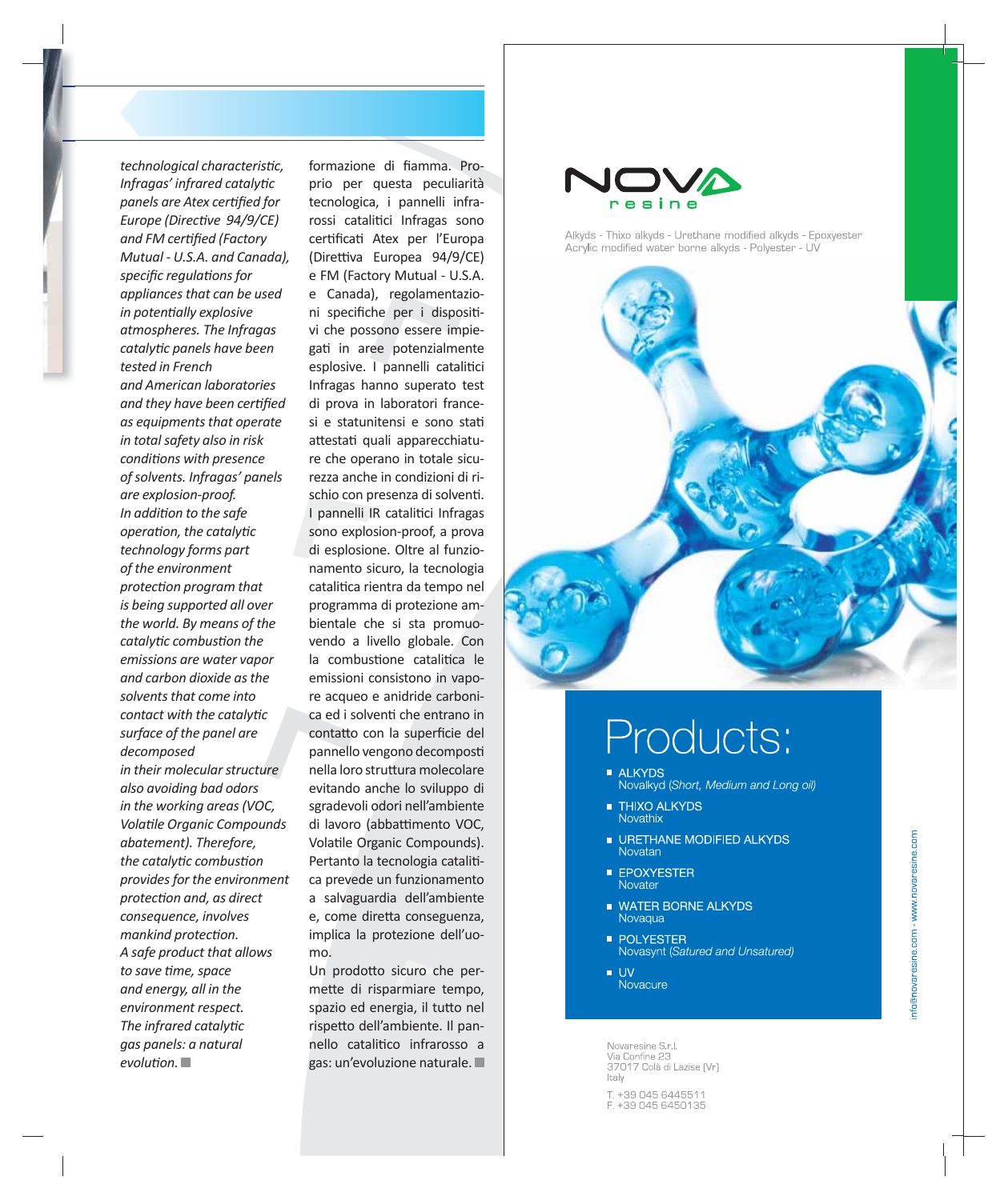*technological characteristic, Infragas' infrared catalytic panels are Atex certified for Europe (Directive 94/9/CE) and FM certified (Factory Mutual - U.S.A. and Canada), specific regulations for appliances that can be used in potentially explosive atmospheres. The Infragas catalytic panels have been tested in French and American laboratories and they have been certified as equipments that operate in total safety also in risk conditions with presence of solvents. Infragas' panels are explosion-proof. In addition to the safe operation, the catalytic technology forms part of the environment protection program that is being supported all over the world. By means of the catalytic combustion the emissions are water vapor and carbon dioxide as the solvents that come into contact with the catalytic surface of the panel are decomposed in their molecular structure also avoiding bad odors in the working areas (VOC, Volatile Organic Compounds abatement). Therefore, the catalytic combustion provides for the environment protection and, as direct consequence, involves mankind protection. A safe product that allows to save time, space and energy, all in the environment respect. The infrared catalytic gas panels: a natural evolution.* ■

formazione di fiamma. Proprio per questa peculiarità tecnologica, i pannelli infrarossi catalitici Infragas sono certificati Atex per l'Europa (Direttiva Europea 94/9/CE) e FM (Factory Mutual - U.S.A. e Canada), regolamentazioni specifiche per i dispositivi che possono essere impiegati in aree potenzialmente esplosive. I pannelli catalitici Infragas hanno superato test di prova in laboratori francesi e statunitensi e sono stati attestati quali apparecchiature che operano in totale sicurezza anche in condizioni di rischio con presenza di solventi. I pannelli IR catalitici Infragas sono explosion-proof, a prova di esplosione. Oltre al funzionamento sicuro, la tecnologia catalitica rientra da tempo nel programma di protezione ambientale che si sta promuovendo a livello globale. Con la combustione catalitica le emissioni consistono in vapore acqueo e anidride carbonica ed i solventi che entrano in contatto con la superficie del pannello vengono decomposti nella loro struttura molecolare evitando anche lo sviluppo di sgradevoli odori nell'ambiente di lavoro (abbattimento VOC, Volatile Organic Compounds). Pertanto la tecnologia catalitica prevede un funzionamento a salvaguardia dell'ambiente e, come diretta conseguenza, implica la protezione dell'uomo.
Un prodotto sicuro che permette di risparmiare tempo, spazio ed energia, il tutto nel rispetto dell'ambiente. Il pannello catalitico infrarosso a gas: un'evoluzione naturale. ■

NOVA resine

Alkyds - Thixo alkyds - Urethane modified alkyds - Epoxyester
Acrylic modified water borne alkyds - Polyester - UV

# Products:

- ALKYDS
  Novalkyd (*Short, Medium and Long oil*)
- THIXO ALKYDS
  Novathix
- URETHANE MODIFIED ALKYDS
  Novatan
- EPOXYESTER
  Novater
- WATER BORNE ALKYDS
  Novaqua
- POLYESTER
  Novasynt (*Satured and Unsatured)*
- UV
  Novacure

Novaresine S.r.l.
Via Confine 23
37017 Colà di Lazise (Vr)
Italy

T. +39 045 6445511
F. +39 045 6450135

info@novaresine.com - www.novaresine.com